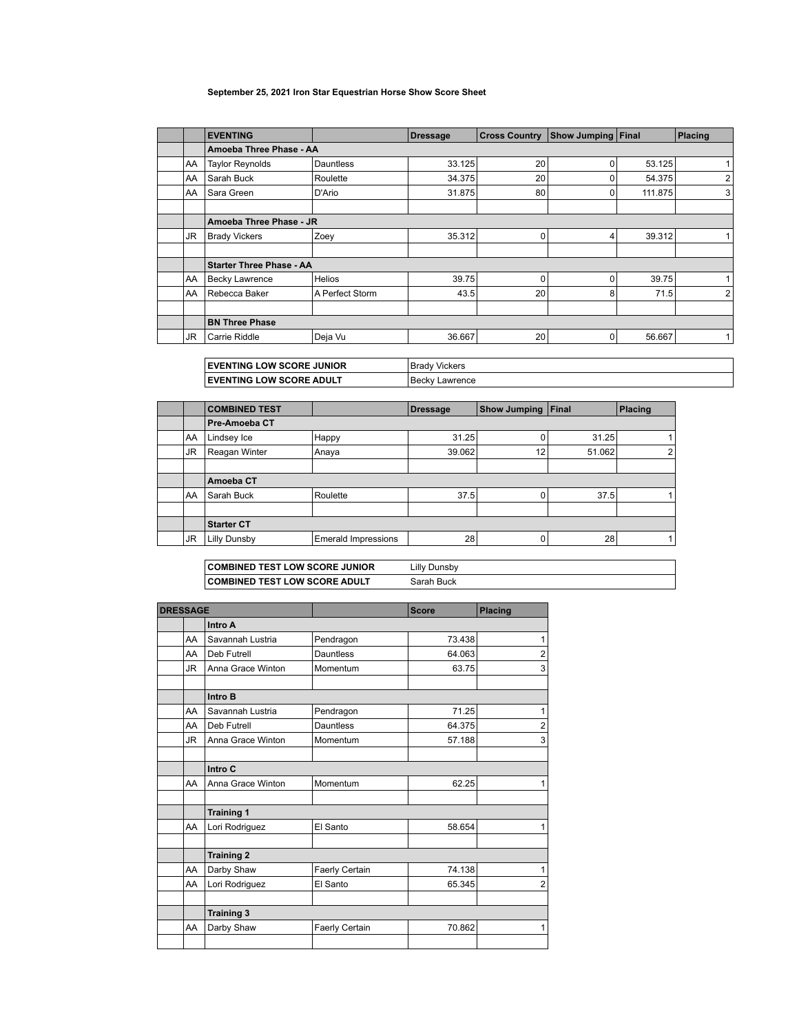**September 25, 2021 Iron Star Equestrian Horse Show Score Sheet**

| | EVENTING | | Dressage | Cross Country | Show Jumping | Final | Placing |
|---|---|---|---|---|---|---|---|
| | **Amoeba Three Phase - AA** | | | | | | |
| AA | Taylor Reynolds | Dauntless | 33.125 | 20 | 0 | 53.125 | 1 |
| AA | Sarah Buck | Roulette | 34.375 | 20 | 0 | 54.375 | 2 |
| AA | Sara Green | D'Ario | 31.875 | 80 | 0 | 111.875 | 3 |
| | | | | | | | |
| | **Amoeba Three Phase - JR** | | | | | | |
| JR | Brady Vickers | Zoey | 35.312 | 0 | 4 | 39.312 | 1 |
| | | | | | | | |
| | **Starter Three Phase - AA** | | | | | | |
| AA | Becky Lawrence | Helios | 39.75 | 0 | 0 | 39.75 | 1 |
| AA | Rebecca Baker | A Perfect Storm | 43.5 | 20 | 8 | 71.5 | 2 |
| | | | | | | | |
| | **BN Three Phase** | | | | | | |
| JR | Carrie Riddle | Deja Vu | 36.667 | 20 | 0 | 56.667 | 1 |

| | |
|---|---|
| **EVENTING LOW SCORE JUNIOR** | Brady Vickers |
| **EVENTING LOW SCORE ADULT** | Becky Lawrence |

| | COMBINED TEST | | Dressage | Show Jumping | Final | Placing |
|---|---|---|---|---|---|---|
| | **Pre-Amoeba CT** | | | | | |
| AA | Lindsey Ice | Happy | 31.25 | 0 | 31.25 | 1 |
| JR | Reagan Winter | Anaya | 39.062 | 12 | 51.062 | 2 |
| | | | | | | |
| | **Amoeba CT** | | | | | |
| AA | Sarah Buck | Roulette | 37.5 | 0 | 37.5 | 1 |
| | | | | | | |
| | **Starter CT** | | | | | |
| JR | Lilly Dunsby | Emerald Impressions | 28 | 0 | 28 | 1 |

| | |
|---|---|
| **COMBINED TEST LOW SCORE JUNIOR** | Lilly Dunsby |
| **COMBINED TEST LOW SCORE ADULT** | Sarah Buck |

| DRESSAGE | | | Score | Placing |
|---|---|---|---|---|
| | **Intro A** | | | |
| AA | Savannah Lustria | Pendragon | 73.438 | 1 |
| AA | Deb Futrell | Dauntless | 64.063 | 2 |
| JR | Anna Grace Winton | Momentum | 63.75 | 3 |
| | | | | |
| | **Intro B** | | | |
| AA | Savannah Lustria | Pendragon | 71.25 | 1 |
| AA | Deb Futrell | Dauntless | 64.375 | 2 |
| JR | Anna Grace Winton | Momentum | 57.188 | 3 |
| | | | | |
| | **Intro C** | | | |
| AA | Anna Grace Winton | Momentum | 62.25 | 1 |
| | | | | |
| | **Training 1** | | | |
| AA | Lori Rodriguez | El Santo | 58.654 | 1 |
| | | | | |
| | **Training 2** | | | |
| AA | Darby Shaw | Faerly Certain | 74.138 | 1 |
| AA | Lori Rodriguez | El Santo | 65.345 | 2 |
| | | | | |
| | **Training 3** | | | |
| AA | Darby Shaw | Faerly Certain | 70.862 | 1 |
| | | | | |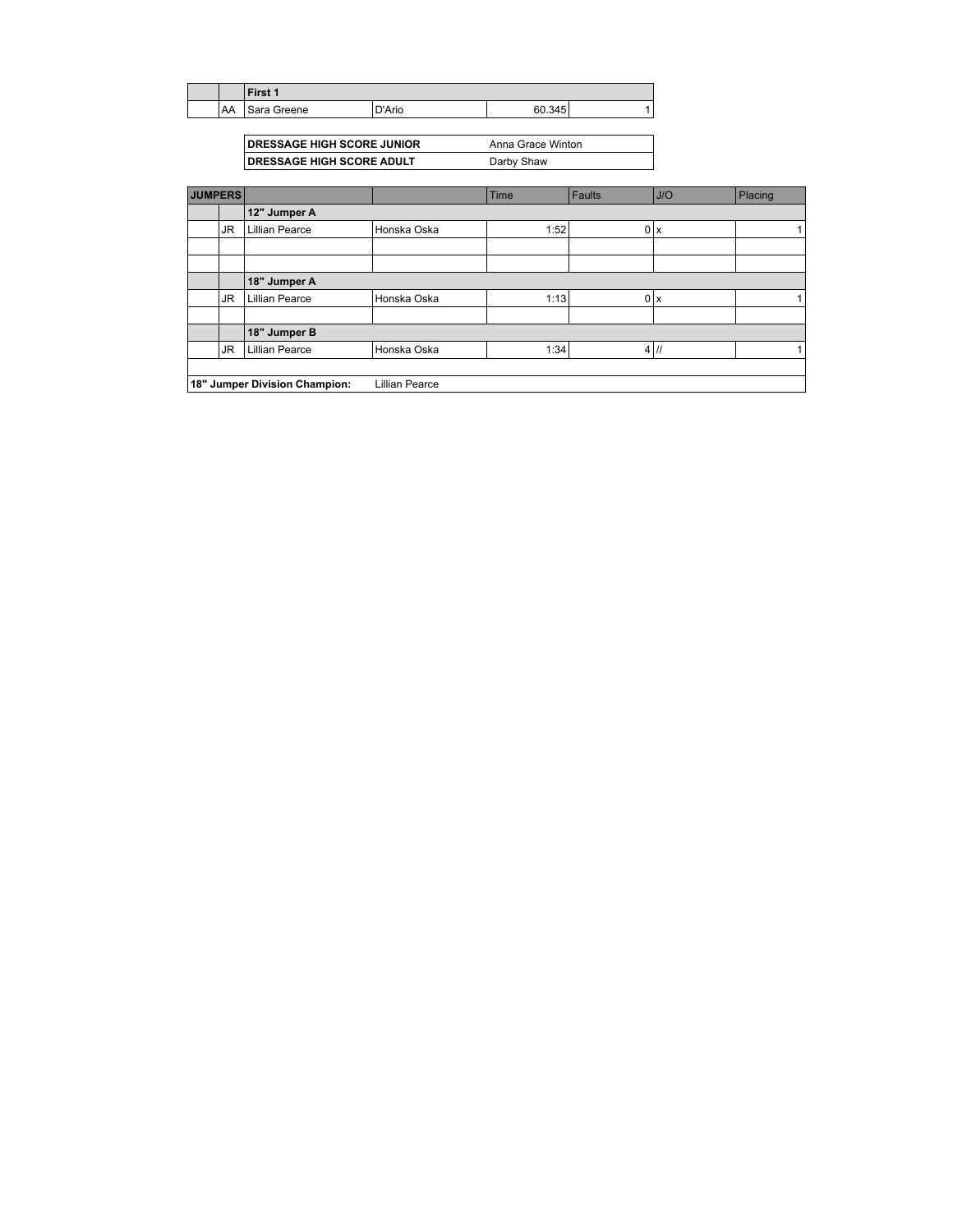| | | | | | |
|---|---|---|---|---|---|
| | | **First 1** | | | |
| | AA | Sara Greene | D'Ario | 60.345 | 1 |

| | |
|---|---|
| **DRESSAGE HIGH SCORE JUNIOR** | Anna Grace Winton |
| **DRESSAGE HIGH SCORE ADULT** | Darby Shaw |

| **JUMPERS** | | | | Time | Faults | J/O | Placing |
|---|---|---|---|---|---|---|---|
| | | **12" Jumper A** | | | | | |
| | JR | Lillian Pearce | Honska Oska | 1:52 | 0 | x | 1 |
| | | | | | | | |
| | | | | | | | |
| | | **18" Jumper A** | | | | | |
| | JR | Lillian Pearce | Honska Oska | 1:13 | 0 | x | 1 |
| | | | | | | | |
| | | **18" Jumper B** | | | | | |
| | JR | Lillian Pearce | Honska Oska | 1:34 | 4 | // | 1 |
| | | | | | | | |
| **18" Jumper Division Champion:** | | | Lillian Pearce | | | | |